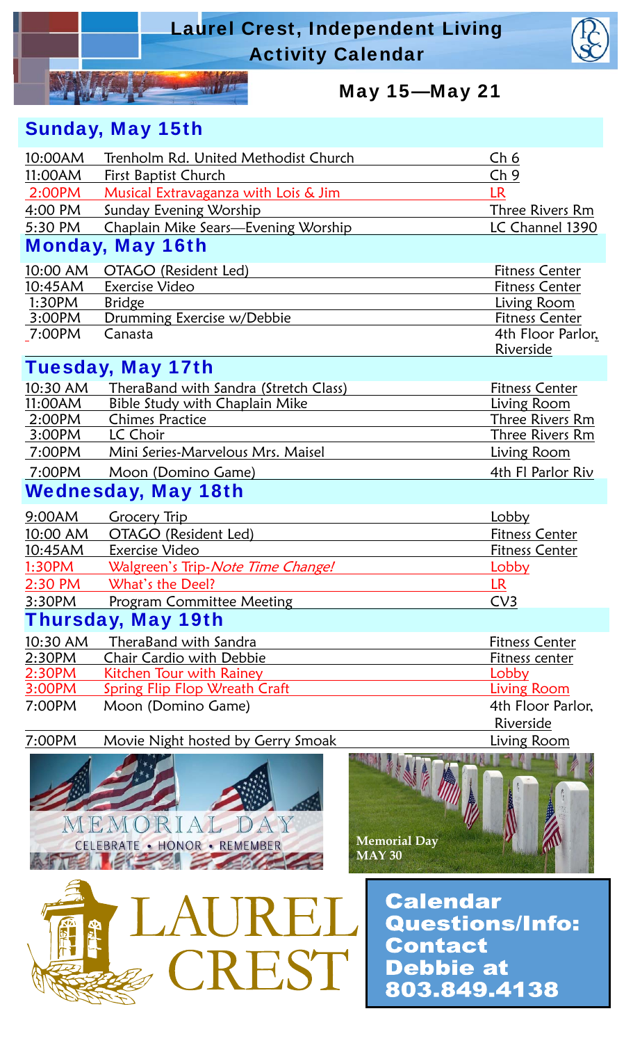# Laurel Crest, Independent Living
# Activity Calendar

## May 15—May 21

### Sunday, May 15th

| | | |
|---|---|---|
| 10:00AM | Trenholm Rd. United Methodist Church | Ch 6 |
| 11:00AM | First Baptist Church | Ch 9 |
| 2:00PM | Musical Extravaganza with Lois & Jim | LR |
| 4:00 PM | Sunday Evening Worship | Three Rivers Rm |
| 5:30 PM | Chaplain Mike Sears—Evening Worship | LC Channel 1390 |

### Monday, May 16th

| | | |
|---|---|---|
| 10:00 AM | OTAGO (Resident Led) | Fitness Center |
| 10:45AM | Exercise Video | Fitness Center |
| 1:30PM | Bridge | Living Room |
| 3:00PM | Drumming Exercise w/Debbie | Fitness Center |
| 7:00PM | Canasta | 4th Floor Parlor, Riverside |

### Tuesday, May 17th

| | | |
|---|---|---|
| 10:30 AM | TheraBand with Sandra (Stretch Class) | Fitness Center |
| 11:00AM | Bible Study with Chaplain Mike | Living Room |
| 2:00PM | Chimes Practice | Three Rivers Rm |
| 3:00PM | LC Choir | Three Rivers Rm |
| 7:00PM | Mini Series-Marvelous Mrs. Maisel | Living Room |
| 7:00PM | Moon (Domino Game) | 4th Fl Parlor Riv |

### Wednesday, May 18th

| | | |
|---|---|---|
| 9:00AM | Grocery Trip | Lobby |
| 10:00 AM | OTAGO (Resident Led) | Fitness Center |
| 10:45AM | Exercise Video | Fitness Center |
| 1:30PM | Walgreen's Trip-*Note Time Change!* | Lobby |
| 2:30 PM | What's the Deel? | LR |
| 3:30PM | Program Committee Meeting | CV3 |

### Thursday, May 19th

| | | |
|---|---|---|
| 10:30 AM | TheraBand with Sandra | Fitness Center |
| 2:30PM | Chair Cardio with Debbie | Fitness center |
| 2:30PM | Kitchen Tour with Rainey | Lobby |
| 3:00PM | Spring Flip Flop Wreath Craft | Living Room |
| 7:00PM | Moon (Domino Game) | 4th Floor Parlor, Riverside |
| 7:00PM | Movie Night hosted by Gerry Smoak | Living Room |

MEMORIAL DAY
CELEBRATE • HONOR • REMEMBER

Memorial Day
MAY 30

LAUREL CREST

**Calendar Questions/Info: Contact Debbie at 803.849.4138**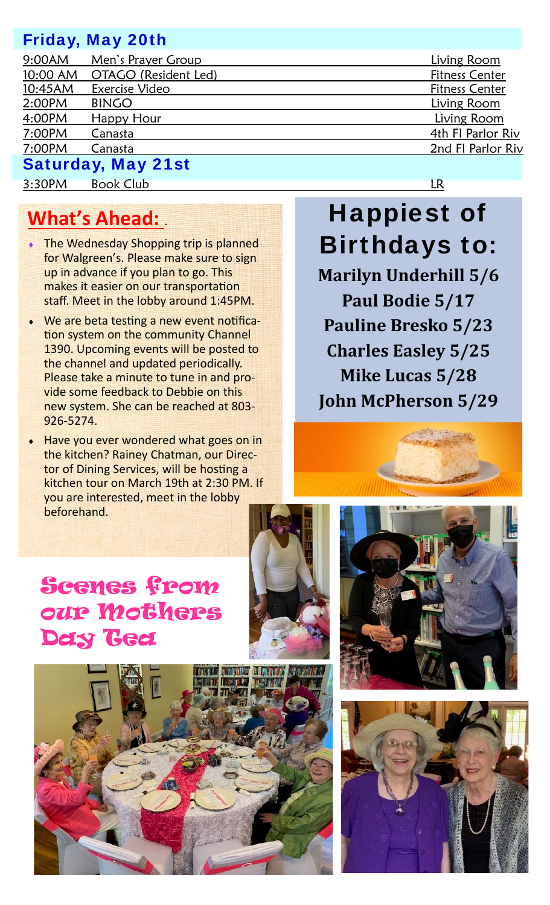## Friday, May 20th

| | | |
|---|---|---|
| 9:00AM | Men's Prayer Group | Living Room |
| 10:00 AM | OTAGO (Resident Led) | Fitness Center |
| 10:45AM | Exercise Video | Fitness Center |
| 2:00PM | BINGO | Living Room |
| 4:00PM | Happy Hour | Living Room |
| 7:00PM | Canasta | 4th Fl Parlor Riv |
| 7:00PM | Canasta | 2nd Fl Parlor Riv |

## Saturday, May 21st

| | | |
|---|---|---|
| 3:30PM | Book Club | LR |

## What's Ahead:

- The Wednesday Shopping trip is planned for Walgreen's. Please make sure to sign up in advance if you plan to go. This makes it easier on our transportation staff. Meet in the lobby around 1:45PM.
- We are beta testing a new event notification system on the community Channel 1390. Upcoming events will be posted to the channel and updated periodically. Please take a minute to tune in and provide some feedback to Debbie on this new system. She can be reached at 803-926-5274.
- Have you ever wondered what goes on in the kitchen? Rainey Chatman, our Director of Dining Services, will be hosting a kitchen tour on March 19th at 2:30 PM. If you are interested, meet in the lobby beforehand.

## Happiest of Birthdays to:

**Marilyn Underhill 5/6**

**Paul Bodie 5/17**

**Pauline Bresko 5/23**

**Charles Easley 5/25**

**Mike Lucas 5/28**

**John McPherson 5/29**

## Scenes from our Mothers Day Tea